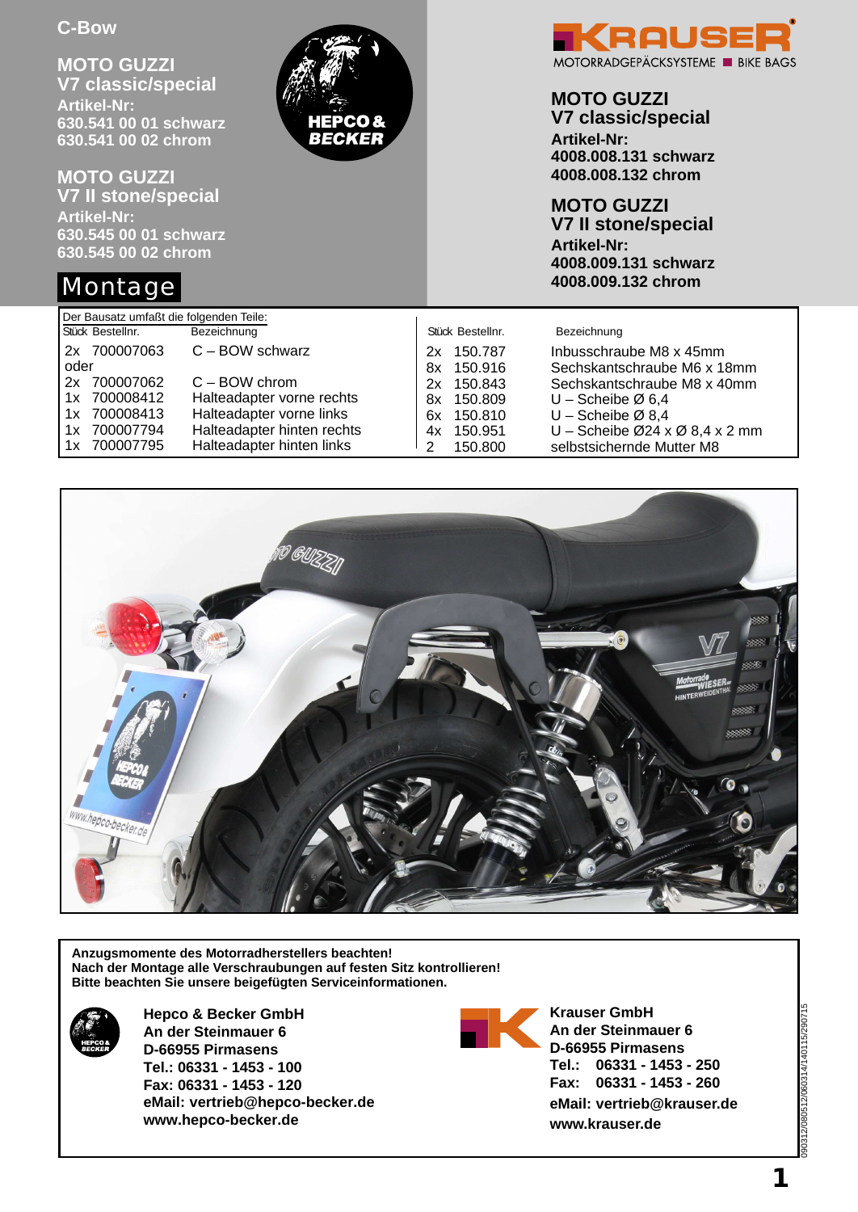C-Bow

## MOTO GUZZI
## V7 classic/special

**Artikel-Nr:**
**630.541 00 01 schwarz**
**630.541 00 02 chrom**

## MOTO GUZZI
## V7 II stone/special

**Artikel-Nr:**
**630.545 00 01 schwarz**
**630.545 00 02 chrom**

KRAUSER MOTORRADGEPÄCKSYSTEME ■ BIKE BAGS

## MOTO GUZZI
## V7 classic/special

**Artikel-Nr:**
**4008.008.131 schwarz**
**4008.008.132 chrom**

## MOTO GUZZI
## V7 II stone/special

**Artikel-Nr:**
**4008.009.131 schwarz**
**4008.009.132 chrom**

# Montage

Der Bausatz umfaßt die folgenden Teile:

| Stück | Bestellnr. | Bezeichnung |
|---|---|---|
| 2x | 700007063 | C – BOW schwarz |
| oder | | |
| 2x | 700007062 | C – BOW chrom |
| 1x | 700008412 | Halteadapter vorne rechts |
| 1x | 700008413 | Halteadapter vorne links |
| 1x | 700007794 | Halteadapter hinten rechts |
| 1x | 700007795 | Halteadapter hinten links |

| Stück | Bestellnr. | Bezeichnung |
|---|---|---|
| 2x | 150.787 | Inbusschraube M8 x 45mm |
| 8x | 150.916 | Sechskantschraube M6 x 18mm |
| 2x | 150.843 | Sechskantschraube M8 x 40mm |
| 8x | 150.809 | U – Scheibe Ø 6,4 |
| 6x | 150.810 | U – Scheibe Ø 8,4 |
| 4x | 150.951 | U – Scheibe Ø24 x Ø 8,4 x 2 mm |
| 2 | 150.800 | selbstsichernde Mutter M8 |

**Anzugsmomente des Motorradherstellers beachten!**
**Nach der Montage alle Verschraubungen auf festen Sitz kontrollieren!**
**Bitte beachten Sie unsere beigefügten Serviceinformationen.**

**Hepco & Becker GmbH**
**An der Steinmauer 6**
**D-66955 Pirmasens**
**Tel.: 06331 - 1453 - 100**
**Fax: 06331 - 1453 - 120**
**eMail: vertrieb@hepco-becker.de**
**www.hepco-becker.de**

**Krauser GmbH**
**An der Steinmauer 6**
**D-66955 Pirmasens**
**Tel.: 06331 - 1453 - 250**
**Fax: 06331 - 1453 - 260**
**eMail: vertrieb@krauser.de**
**www.krauser.de**

090312/080512/060314/140115/290715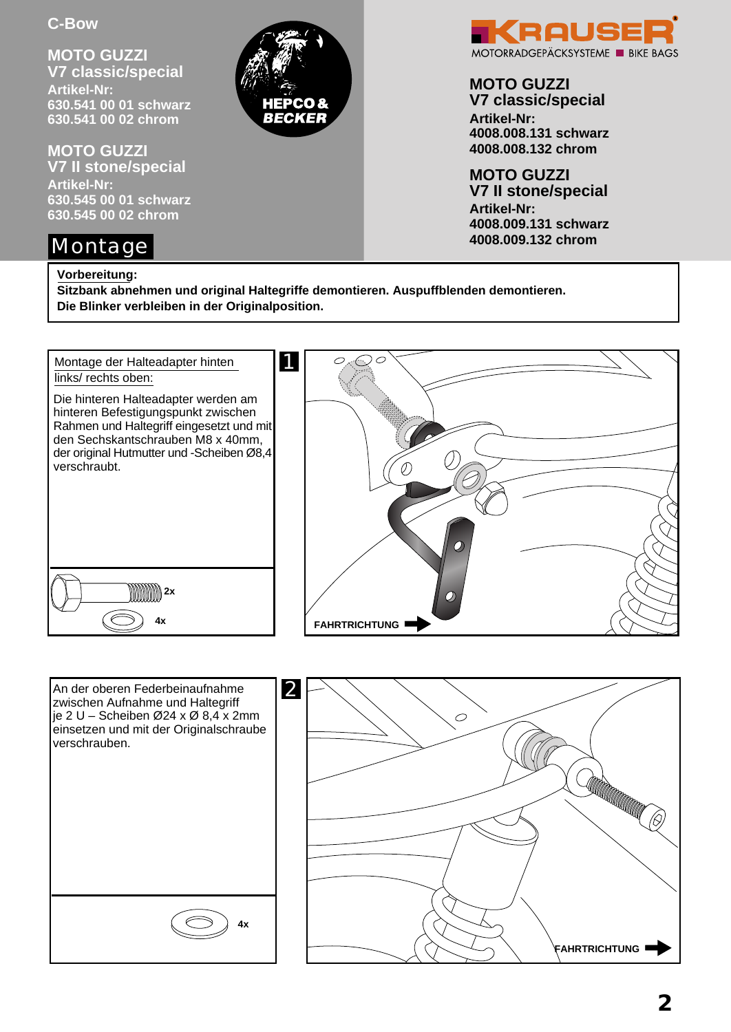C-Bow

**MOTO GUZZI**
**V7 classic/special**
**Artikel-Nr:**
**630.541 00 01 schwarz**
**630.541 00 02 chrom**

**MOTO GUZZI**
**V7 II stone/special**
**Artikel-Nr:**
**630.545 00 01 schwarz**
**630.545 00 02 chrom**

HEPCO & BECKER

KRAUSER MOTORRADGEPÄCKSYSTEME ■ BIKE BAGS

**MOTO GUZZI**
**V7 classic/special**
**Artikel-Nr:**
**4008.008.131 schwarz**
**4008.008.132 chrom**

**MOTO GUZZI**
**V7 II stone/special**
**Artikel-Nr:**
**4008.009.131 schwarz**
**4008.009.132 chrom**

# Montage

**Vorbereitung:**
**Sitzbank abnehmen und original Haltegriffe demontieren. Auspuffblenden demontieren.**
**Die Blinker verbleiben in der Originalposition.**

## 1

Montage der Halteadapter hinten links/ rechts oben:

Die hinteren Halteadapter werden am hinteren Befestigungspunkt zwischen Rahmen und Haltegriff eingesetzt und mit den Sechskantschrauben M8 x 40mm, der original Hutmutter und -Scheiben Ø8,4 verschraubt.

2x
4x

FAHRTRICHTUNG

## 2

An der oberen Federbeinaufnahme zwischen Aufnahme und Haltegriff je 2 U – Scheiben Ø24 x Ø 8,4 x 2mm einsetzen und mit der Originalschraube verschrauben.

4x

FAHRTRICHTUNG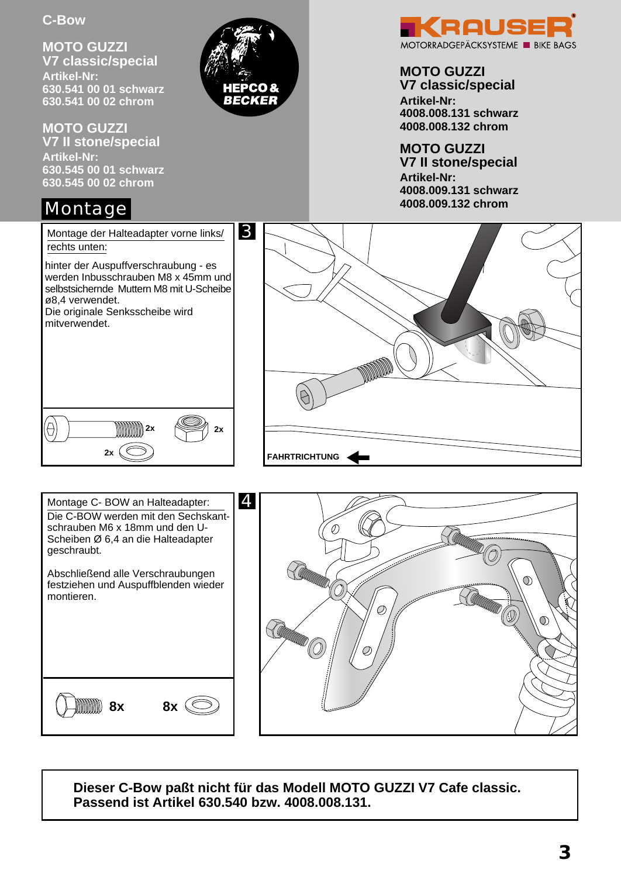C-Bow

## MOTO GUZZI V7 classic/special

**Artikel-Nr:**
**630.541 00 01 schwarz**
**630.541 00 02 chrom**

## MOTO GUZZI V7 II stone/special

**Artikel-Nr:**
**630.545 00 01 schwarz**
**630.545 00 02 chrom**

HEPCO & BECKER

KRAUSER MOTORRADGEPÄCKSYSTEME ■ BIKE BAGS

## MOTO GUZZI V7 classic/special

**Artikel-Nr:**
**4008.008.131 schwarz**
**4008.008.132 chrom**

## MOTO GUZZI V7 II stone/special

**Artikel-Nr:**
**4008.009.131 schwarz**
**4008.009.132 chrom**

# Montage

### 3

Montage der Halteadapter vorne links/ rechts unten:

hinter der Auspuffverschraubung - es werden Inbusschrauben M8 x 45mm und selbstsichernde Muttern M8 mit U-Scheibe ø8,4 verwendet.
Die originale Senksscheibe wird mitverwendet.

2x 2x 2x

FAHRTRICHTUNG

### 4

Montage C- BOW an Halteadapter:
Die C-BOW werden mit den Sechskant-schrauben M6 x 18mm und den U-Scheiben Ø 6,4 an die Halteadapter geschraubt.

Abschließend alle Verschraubungen festziehen und Auspuffblenden wieder montieren.

8x 8x

**Dieser C-Bow paßt nicht für das Modell MOTO GUZZI V7 Cafe classic.**
**Passend ist Artikel 630.540 bzw. 4008.008.131.**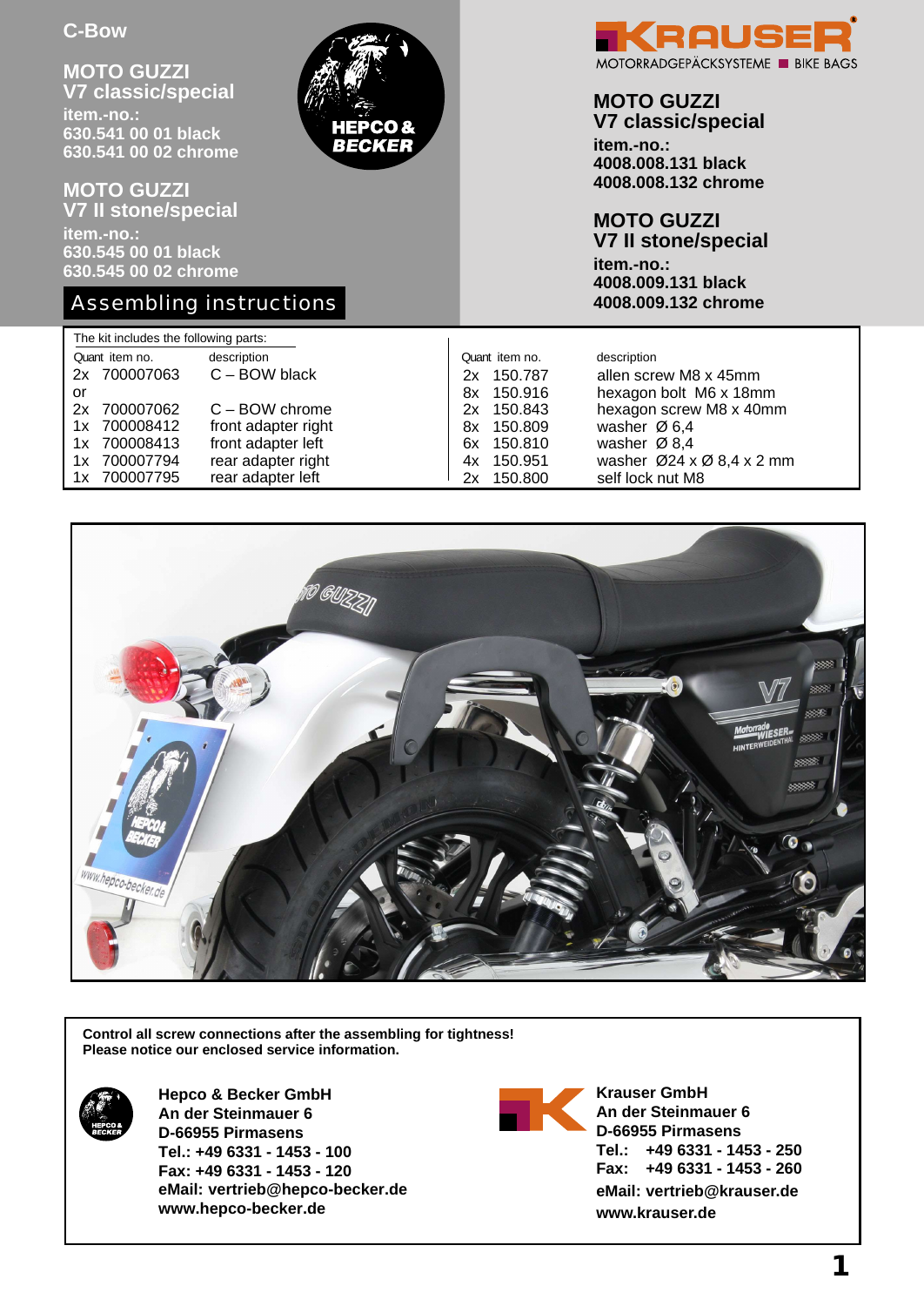C-Bow

## MOTO GUZZI
## V7 classic/special

**item.-no.:**
**630.541 00 01 black**
**630.541 00 02 chrome**

## MOTO GUZZI
## V7 II stone/special

**item.-no.:**
**630.545 00 01 black**
**630.545 00 02 chrome**

# Assembling instructions

KRAUSER MOTORRADGEPÄCKSYSTEME ■ BIKE BAGS

## MOTO GUZZI
## V7 classic/special

**item.-no.:**
**4008.008.131 black**
**4008.008.132 chrome**

## MOTO GUZZI
## V7 II stone/special

**item.-no.:**
**4008.009.131 black**
**4008.009.132 chrome**

The kit includes the following parts:

| Quant | item no. | description |
|---|---|---|
| 2x | 700007063 | C – BOW black |
| or | | |
| 2x | 700007062 | C – BOW chrome |
| 1x | 700008412 | front adapter right |
| 1x | 700008413 | front adapter left |
| 1x | 700007794 | rear adapter right |
| 1x | 700007795 | rear adapter left |

| Quant | item no. | description |
|---|---|---|
| 2x | 150.787 | allen screw M8 x 45mm |
| 8x | 150.916 | hexagon bolt M6 x 18mm |
| 2x | 150.843 | hexagon screw M8 x 40mm |
| 8x | 150.809 | washer Ø 6,4 |
| 6x | 150.810 | washer Ø 8,4 |
| 4x | 150.951 | washer Ø24 x Ø 8,4 x 2 mm |
| 2x | 150.800 | self lock nut M8 |

**Control all screw connections after the assembling for tightness!**
**Please notice our enclosed service information.**

**Hepco & Becker GmbH**
**An der Steinmauer 6**
**D-66955 Pirmasens**
**Tel.: +49 6331 - 1453 - 100**
**Fax: +49 6331 - 1453 - 120**
**eMail: vertrieb@hepco-becker.de**
**www.hepco-becker.de**

**Krauser GmbH**
**An der Steinmauer 6**
**D-66955 Pirmasens**
**Tel.: +49 6331 - 1453 - 250**
**Fax: +49 6331 - 1453 - 260**
**eMail: vertrieb@krauser.de**
**www.krauser.de**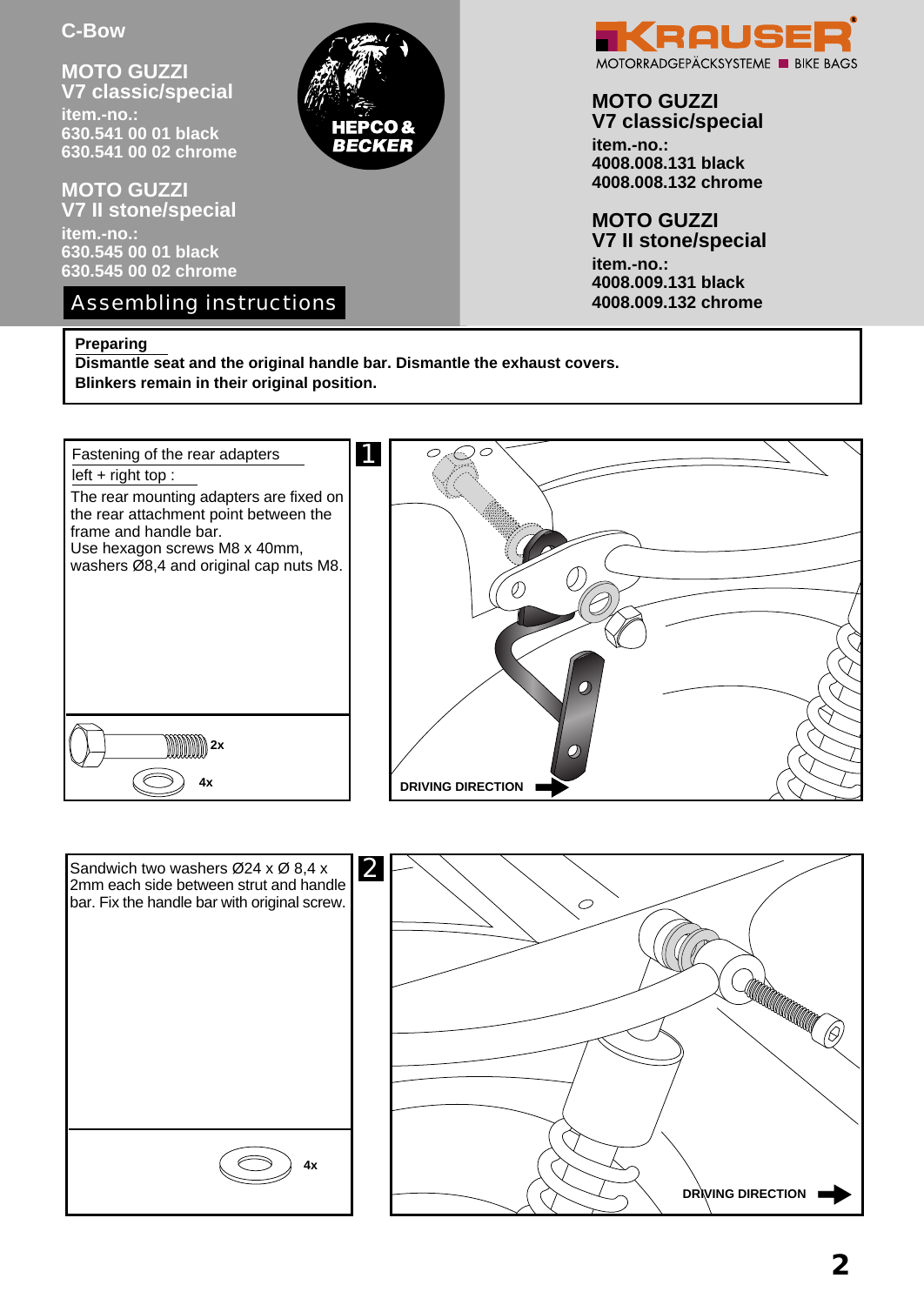C-Bow

**MOTO GUZZI**
**V7 classic/special**
**item.-no.:**
**630.541 00 01 black**
**630.541 00 02 chrome**

**MOTO GUZZI**
**V7 II stone/special**
**item.-no.:**
**630.545 00 01 black**
**630.545 00 02 chrome**

HEPCO & BECKER

# Assembling instructions

KRAUSER MOTORRADGEPÄCKSYSTEME ■ BIKE BAGS

**MOTO GUZZI**
**V7 classic/special**
**item.-no.:**
**4008.008.131 black**
**4008.008.132 chrome**

**MOTO GUZZI**
**V7 II stone/special**
**item.-no.:**
**4008.009.131 black**
**4008.009.132 chrome**

**Preparing**
**Dismantle seat and the original handle bar. Dismantle the exhaust covers.**
**Blinkers remain in their original position.**

## 1

Fastening of the rear adapters
left + right top :
The rear mounting adapters are fixed on the rear attachment point between the frame and handle bar.
Use hexagon screws M8 x 40mm, washers Ø8,4 and original cap nuts M8.

2x
4x

DRIVING DIRECTION

## 2

Sandwich two washers Ø24 x Ø 8,4 x 2mm each side between strut and handle bar. Fix the handle bar with original screw.

4x

DRIVING DIRECTION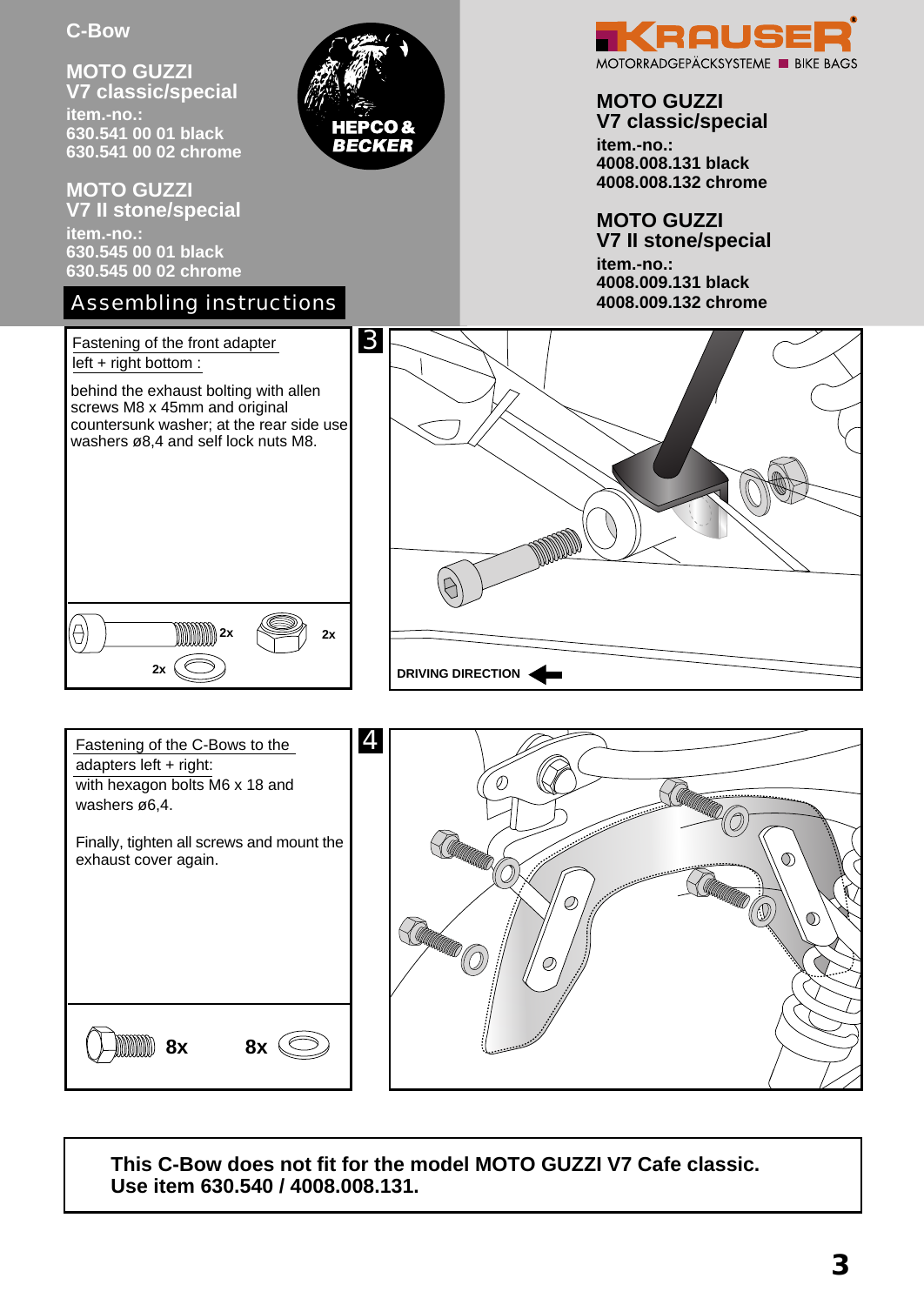C-Bow

## MOTO GUZZI
## V7 classic/special

item.-no.:
630.541 00 01 black
630.541 00 02 chrome

## MOTO GUZZI
## V7 II stone/special

item.-no.:
630.545 00 01 black
630.545 00 02 chrome

HEPCO & BECKER

KRAUSER
MOTORRADGEPÄCKSYSTEME ■ BIKE BAGS

## MOTO GUZZI
## V7 classic/special

item.-no.:
4008.008.131 black
4008.008.132 chrome

## MOTO GUZZI
## V7 II stone/special

item.-no.:
4008.009.131 black
4008.009.132 chrome

# Assembling instructions

**3**

Fastening of the front adapter left + right bottom :

behind the exhaust bolting with allen screws M8 x 45mm and original countersunk washer; at the rear side use washers ø8,4 and self lock nuts M8.

2x
2x
2x

DRIVING DIRECTION

**4**

Fastening of the C-Bows to the adapters left + right:
with hexagon bolts M6 x 18 and washers ø6,4.

Finally, tighten all screws and mount the exhaust cover again.

8x
8x

**This C-Bow does not fit for the model MOTO GUZZI V7 Cafe classic.**
**Use item 630.540 / 4008.008.131.**